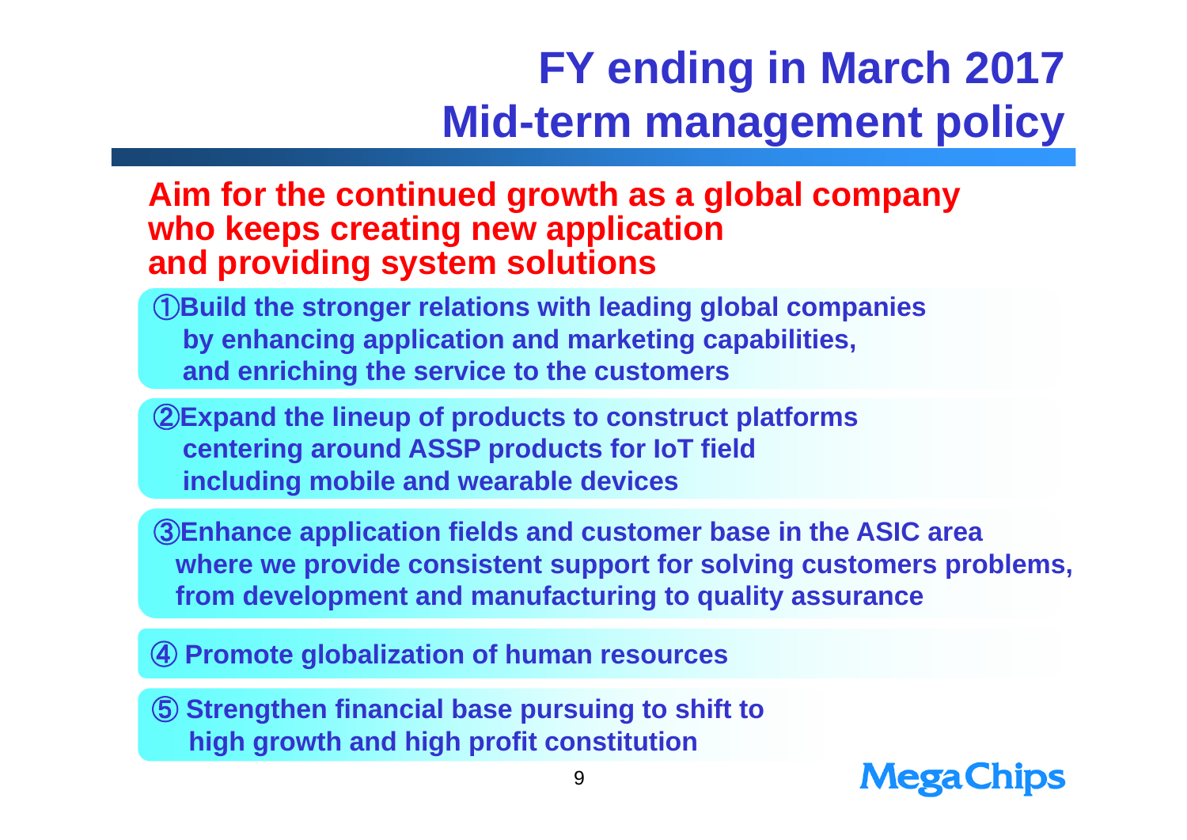# FY ending in March 2017
# Mid-term management policy

**Aim for the continued growth as a global company who keeps creating new application and providing system solutions**

①**Build the stronger relations with leading global companies by enhancing application and marketing capabilities, and enriching the service to the customers**

②**Expand the lineup of products to construct platforms centering around ASSP products for IoT field including mobile and wearable devices**

③**Enhance application fields and customer base in the ASIC area where we provide consistent support for solving customers problems, from development and manufacturing to quality assurance**

④ **Promote globalization of human resources**

⑤ **Strengthen financial base pursuing to shift to high growth and high profit constitution**

MegaChips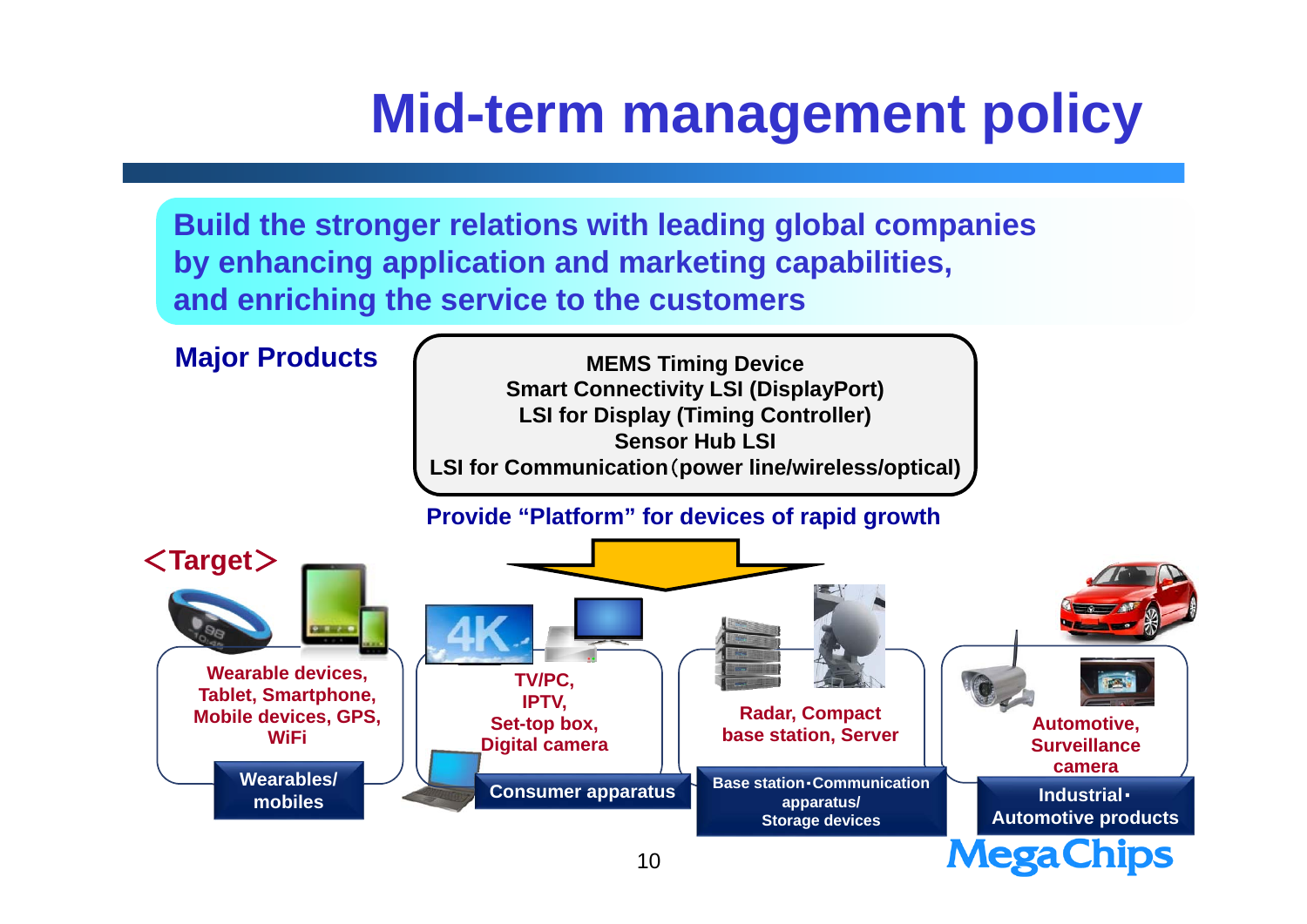# Mid-term management policy

**Build the stronger relations with leading global companies by enhancing application and marketing capabilities, and enriching the service to the customers**

**Major Products**

- **MEMS Timing Device**
- **Smart Connectivity LSI (DisplayPort)**
- **LSI for Display (Timing Controller)**
- **Sensor Hub LSI**
- **LSI for Communication（power line/wireless/optical)**

**Provide "Platform" for devices of rapid growth**

**＜Target＞**

| Wearables/ mobiles | Consumer apparatus | Base station・Communication apparatus/ Storage devices | Industrial・Automotive products |
|---|---|---|---|
| Wearable devices, Tablet, Smartphone, Mobile devices, GPS, WiFi | TV/PC, IPTV, Set-top box, Digital camera | Radar, Compact base station, Server | Automotive, Surveillance camera |

MegaChips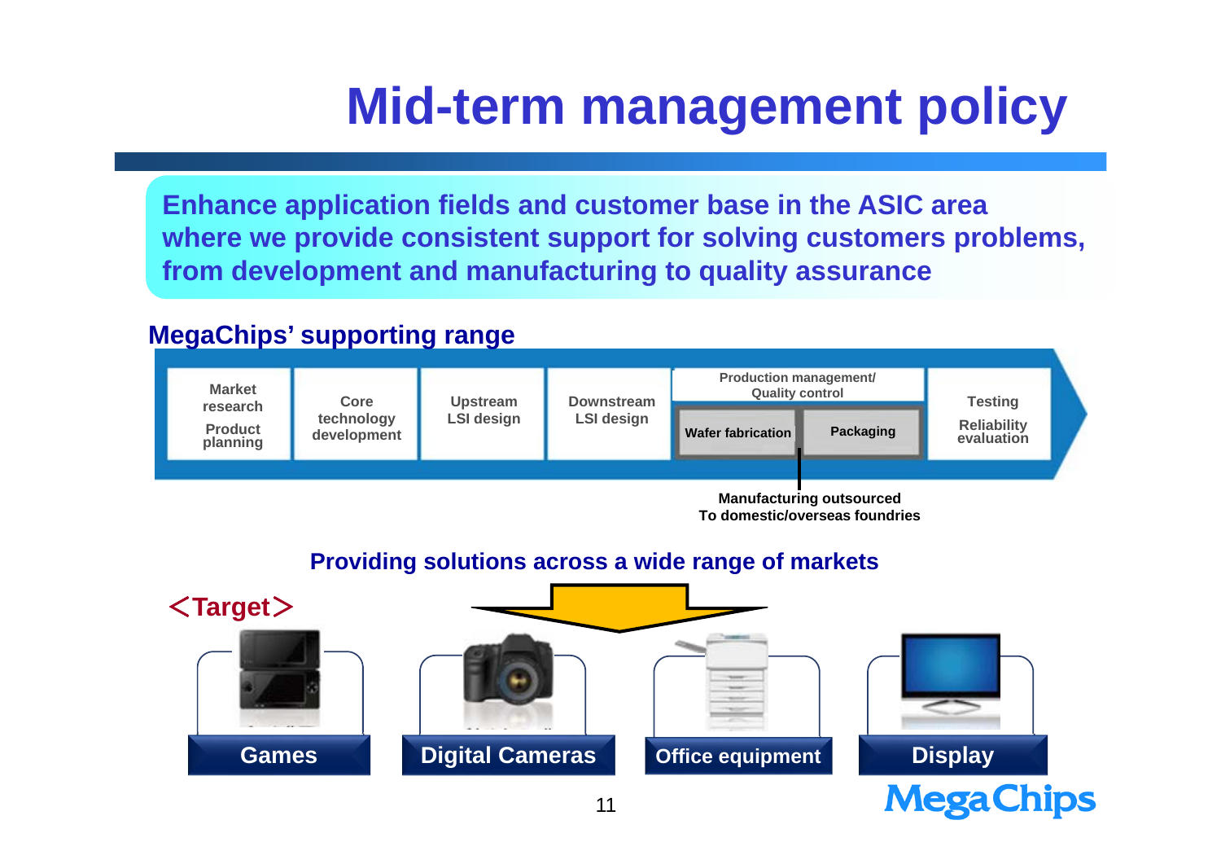# Mid-term management policy

**Enhance application fields and customer base in the ASIC area where we provide consistent support for solving customers problems, from development and manufacturing to quality assurance**

## MegaChips' supporting range

| Market research / Product planning | Core technology development | Upstream LSI design | Downstream LSI design | Production management/ Quality control: Wafer fabrication, Packaging | Testing / Reliability evaluation |
|---|---|---|---|---|---|

Manufacturing outsourced To domestic/overseas foundries

## Providing solutions across a wide range of markets

**<Target>**

- Games
- Digital Cameras
- Office equipment
- Display

MegaChips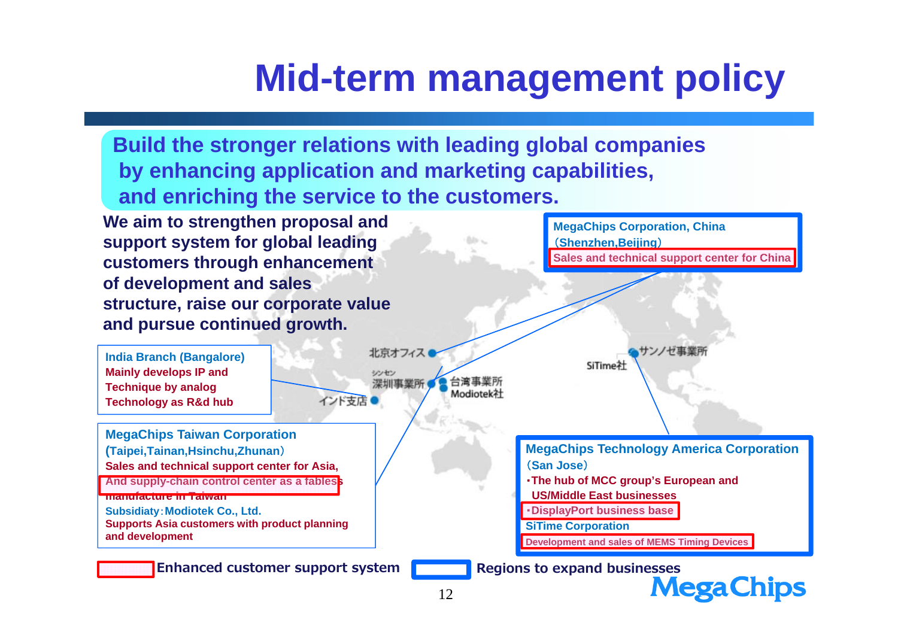# Mid-term management policy

**Build the stronger relations with leading global companies by enhancing application and marketing capabilities, and enriching the service to the customers.**

**We aim to strengthen proposal and support system for global leading customers through enhancement of development and sales structure, raise our corporate value and pursue continued growth.**

**MegaChips Corporation, China**
（Shenzhen,Beijing）
Sales and technical support center for China

北京オフィス
シンセン 深圳事業所
台湾事業所 Modiotek社
インド支店
サンノゼ事業所
SiTime社

**India Branch (Bangalore)**
Mainly develops IP and Technique by analog Technology as R&d hub

**MegaChips Taiwan Corporation**
(Taipei,Tainan,Hsinchu,Zhunan）
Sales and technical support center for Asia,
And supply-chain control center as a fabless manufacture in Taiwan
Subsidiaty：Modiotek Co., Ltd.
Supports Asia customers with product planning and development

**MegaChips Technology America Corporation**
（San Jose）
・The hub of MCC group's European and US/Middle East businesses
・DisplayPort business base
SiTime Corporation
Development and sales of MEMS Timing Devices

Enhanced customer support system　Regions to expand businesses

MegaChips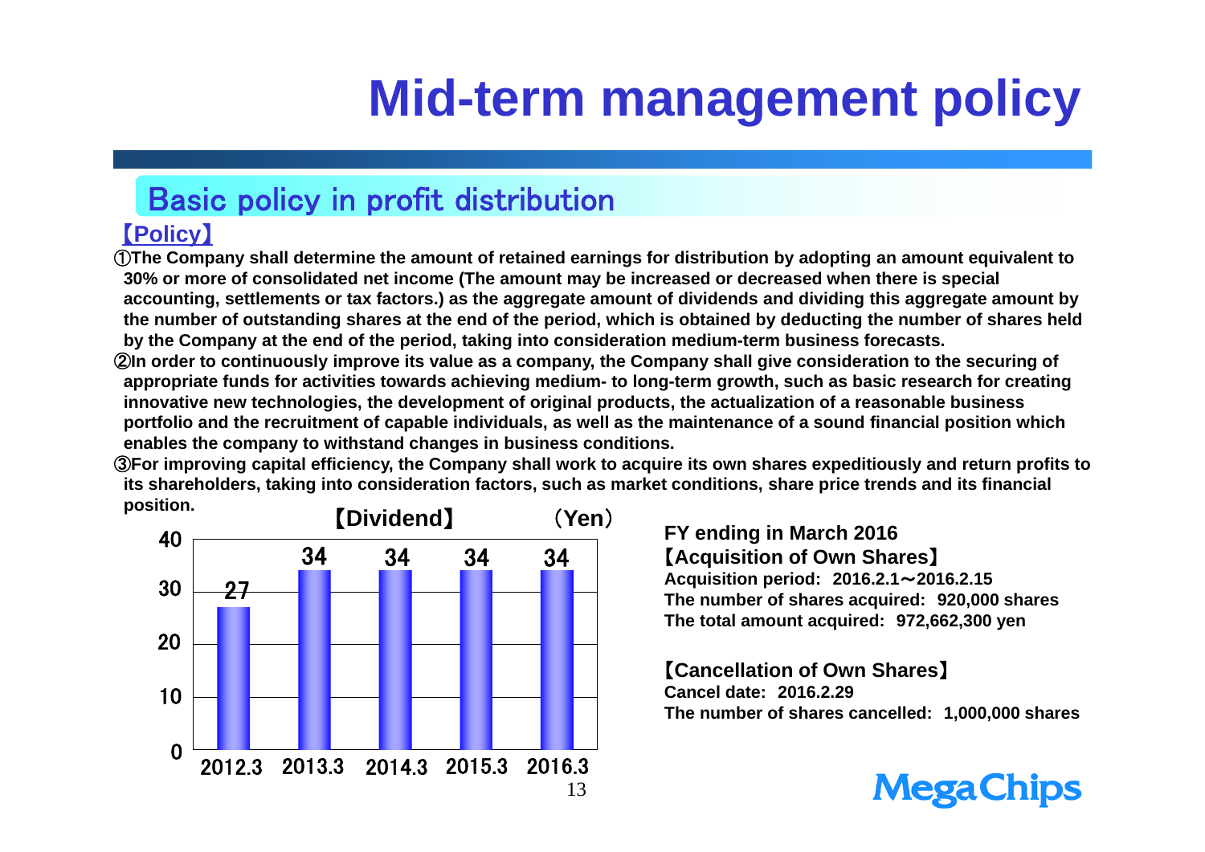# Mid-term management policy

## Basic policy in profit distribution

**【Policy】**

①The Company shall determine the amount of retained earnings for distribution by adopting an amount equivalent to 30% or more of consolidated net income (The amount may be increased or decreased when there is special accounting, settlements or tax factors.) as the aggregate amount of dividends and dividing this aggregate amount by the number of outstanding shares at the end of the period, which is obtained by deducting the number of shares held by the Company at the end of the period, taking into consideration medium-term business forecasts.

②In order to continuously improve its value as a company, the Company shall give consideration to the securing of appropriate funds for activities towards achieving medium- to long-term growth, such as basic research for creating innovative new technologies, the development of original products, the actualization of a reasonable business portfolio and the recruitment of capable individuals, as well as the maintenance of a sound financial position which enables the company to withstand changes in business conditions.

③For improving capital efficiency, the Company shall work to acquire its own shares expeditiously and return profits to its shareholders, taking into consideration factors, such as market conditions, share price trends and its financial position.

**【Dividend】** (Yen)

40
30
20
10
0

27 34 34 34 34

2012.3 2013.3 2014.3 2015.3 2016.3

**FY ending in March 2016**

**【Acquisition of Own Shares】**
Acquisition period: 2016.2.1～2016.2.15
The number of shares acquired: 920,000 shares
The total amount acquired: 972,662,300 yen

**【Cancellation of Own Shares】**
Cancel date: 2016.2.29
The number of shares cancelled: 1,000,000 shares

MegaChips